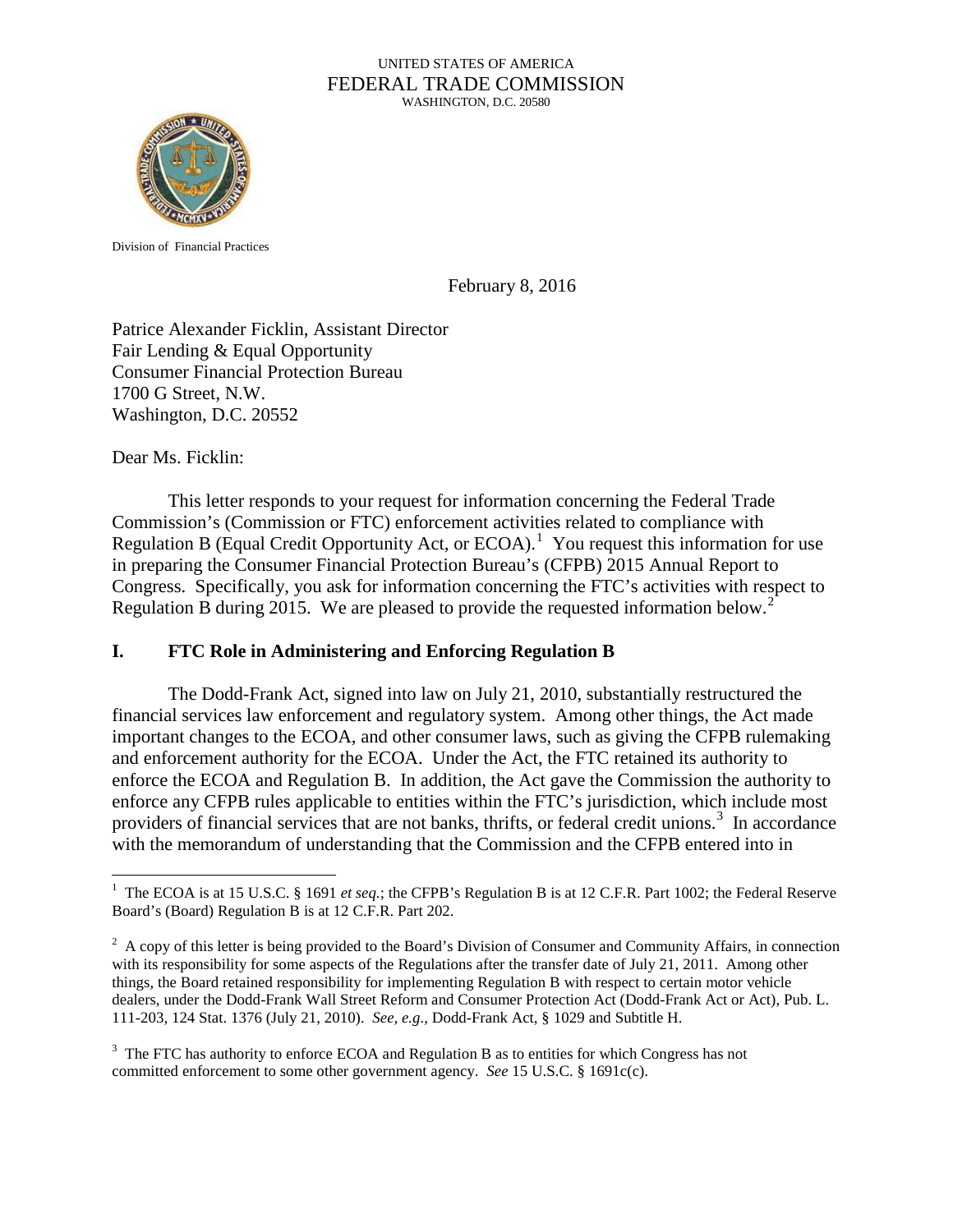UNITED STATES OF AMERICA
FEDERAL TRADE COMMISSION
WASHINGTON, D.C. 20580

Division of Financial Practices

February 8, 2016

Patrice Alexander Ficklin, Assistant Director
Fair Lending & Equal Opportunity
Consumer Financial Protection Bureau
1700 G Street, N.W.
Washington, D.C. 20552

Dear Ms. Ficklin:

This letter responds to your request for information concerning the Federal Trade Commission's (Commission or FTC) enforcement activities related to compliance with Regulation B (Equal Credit Opportunity Act, or ECOA).[1] You request this information for use in preparing the Consumer Financial Protection Bureau's (CFPB) 2015 Annual Report to Congress. Specifically, you ask for information concerning the FTC's activities with respect to Regulation B during 2015. We are pleased to provide the requested information below.[2]

## I. FTC Role in Administering and Enforcing Regulation B

The Dodd-Frank Act, signed into law on July 21, 2010, substantially restructured the financial services law enforcement and regulatory system. Among other things, the Act made important changes to the ECOA, and other consumer laws, such as giving the CFPB rulemaking and enforcement authority for the ECOA. Under the Act, the FTC retained its authority to enforce the ECOA and Regulation B. In addition, the Act gave the Commission the authority to enforce any CFPB rules applicable to entities within the FTC's jurisdiction, which include most providers of financial services that are not banks, thrifts, or federal credit unions.[3] In accordance with the memorandum of understanding that the Commission and the CFPB entered into in

---

[1] The ECOA is at 15 U.S.C. § 1691 *et seq.*; the CFPB's Regulation B is at 12 C.F.R. Part 1002; the Federal Reserve Board's (Board) Regulation B is at 12 C.F.R. Part 202.

[2] A copy of this letter is being provided to the Board's Division of Consumer and Community Affairs, in connection with its responsibility for some aspects of the Regulations after the transfer date of July 21, 2011. Among other things, the Board retained responsibility for implementing Regulation B with respect to certain motor vehicle dealers, under the Dodd-Frank Wall Street Reform and Consumer Protection Act (Dodd-Frank Act or Act), Pub. L. 111-203, 124 Stat. 1376 (July 21, 2010). *See, e.g.*, Dodd-Frank Act, § 1029 and Subtitle H.

[3] The FTC has authority to enforce ECOA and Regulation B as to entities for which Congress has not committed enforcement to some other government agency. *See* 15 U.S.C. § 1691c(c).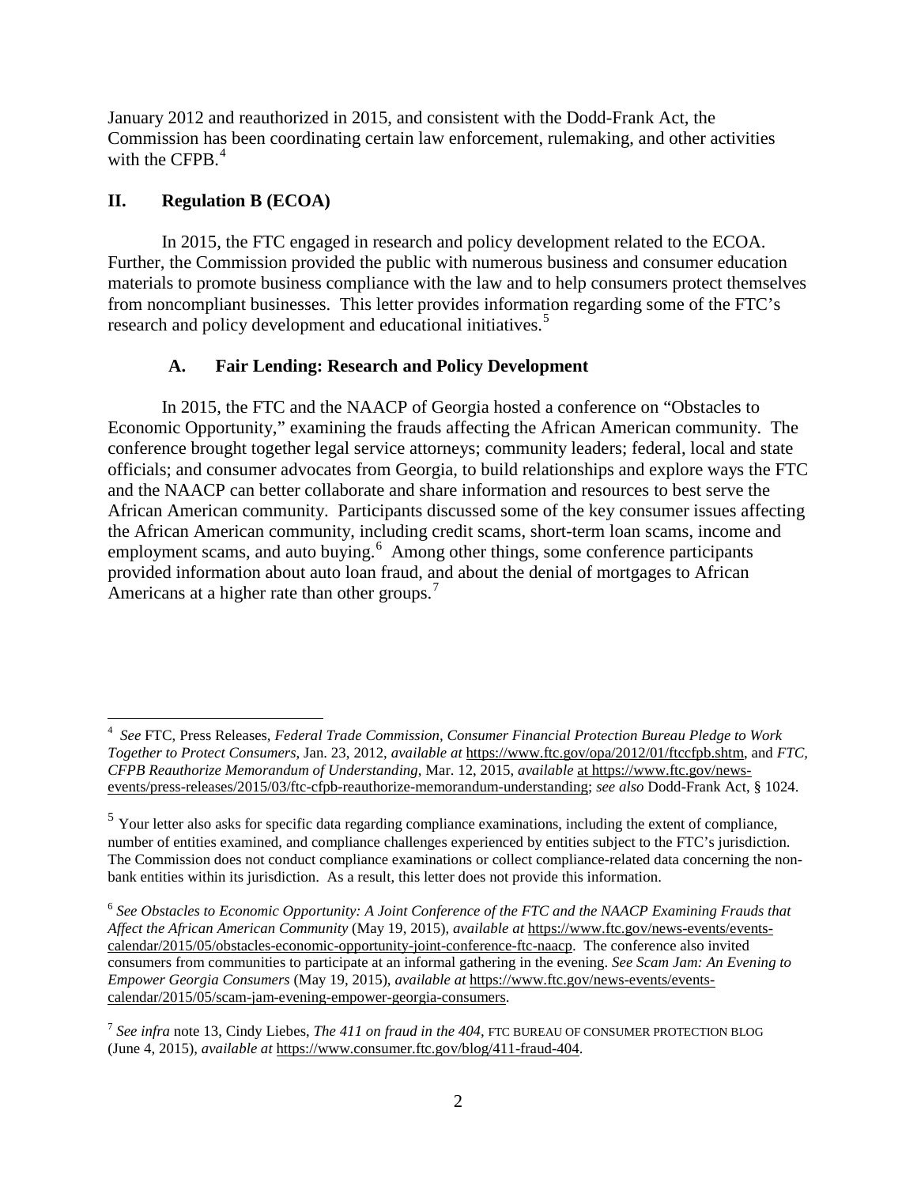January 2012 and reauthorized in 2015, and consistent with the Dodd-Frank Act, the Commission has been coordinating certain law enforcement, rulemaking, and other activities with the CFPB.[4]

## II. Regulation B (ECOA)

In 2015, the FTC engaged in research and policy development related to the ECOA. Further, the Commission provided the public with numerous business and consumer education materials to promote business compliance with the law and to help consumers protect themselves from noncompliant businesses. This letter provides information regarding some of the FTC's research and policy development and educational initiatives.[5]

### A. Fair Lending: Research and Policy Development

In 2015, the FTC and the NAACP of Georgia hosted a conference on "Obstacles to Economic Opportunity," examining the frauds affecting the African American community. The conference brought together legal service attorneys; community leaders; federal, local and state officials; and consumer advocates from Georgia, to build relationships and explore ways the FTC and the NAACP can better collaborate and share information and resources to best serve the African American community. Participants discussed some of the key consumer issues affecting the African American community, including credit scams, short-term loan scams, income and employment scams, and auto buying.[6] Among other things, some conference participants provided information about auto loan fraud, and about the denial of mortgages to African Americans at a higher rate than other groups.[7]

---

[4] *See* FTC, Press Releases, *Federal Trade Commission, Consumer Financial Protection Bureau Pledge to Work Together to Protect Consumers*, Jan. 23, 2012, *available at* https://www.ftc.gov/opa/2012/01/ftccfpb.shtm, and *FTC, CFPB Reauthorize Memorandum of Understanding*, Mar. 12, 2015, *available* at https://www.ftc.gov/news-events/press-releases/2015/03/ftc-cfpb-reauthorize-memorandum-understanding; *see also* Dodd-Frank Act, § 1024.

[5] Your letter also asks for specific data regarding compliance examinations, including the extent of compliance, number of entities examined, and compliance challenges experienced by entities subject to the FTC's jurisdiction. The Commission does not conduct compliance examinations or collect compliance-related data concerning the non-bank entities within its jurisdiction. As a result, this letter does not provide this information.

[6] *See Obstacles to Economic Opportunity: A Joint Conference of the FTC and the NAACP Examining Frauds that Affect the African American Community* (May 19, 2015), *available at* https://www.ftc.gov/news-events/events-calendar/2015/05/obstacles-economic-opportunity-joint-conference-ftc-naacp. The conference also invited consumers from communities to participate at an informal gathering in the evening. *See Scam Jam: An Evening to Empower Georgia Consumers* (May 19, 2015), *available at* https://www.ftc.gov/news-events/events-calendar/2015/05/scam-jam-evening-empower-georgia-consumers.

[7] *See infra* note 13, Cindy Liebes, *The 411 on fraud in the 404*, FTC BUREAU OF CONSUMER PROTECTION BLOG (June 4, 2015), *available at* https://www.consumer.ftc.gov/blog/411-fraud-404.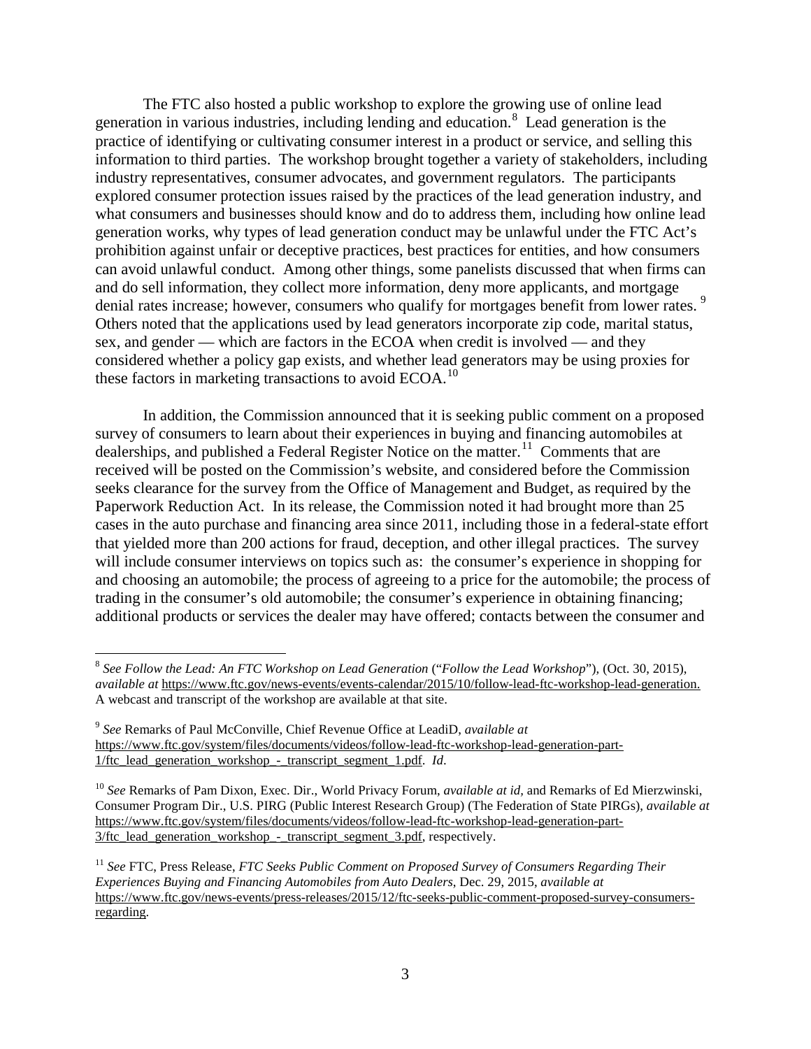The FTC also hosted a public workshop to explore the growing use of online lead generation in various industries, including lending and education.[8] Lead generation is the practice of identifying or cultivating consumer interest in a product or service, and selling this information to third parties. The workshop brought together a variety of stakeholders, including industry representatives, consumer advocates, and government regulators. The participants explored consumer protection issues raised by the practices of the lead generation industry, and what consumers and businesses should know and do to address them, including how online lead generation works, why types of lead generation conduct may be unlawful under the FTC Act's prohibition against unfair or deceptive practices, best practices for entities, and how consumers can avoid unlawful conduct. Among other things, some panelists discussed that when firms can and do sell information, they collect more information, deny more applicants, and mortgage denial rates increase; however, consumers who qualify for mortgages benefit from lower rates.[9] Others noted that the applications used by lead generators incorporate zip code, marital status, sex, and gender — which are factors in the ECOA when credit is involved — and they considered whether a policy gap exists, and whether lead generators may be using proxies for these factors in marketing transactions to avoid ECOA.[10]

In addition, the Commission announced that it is seeking public comment on a proposed survey of consumers to learn about their experiences in buying and financing automobiles at dealerships, and published a Federal Register Notice on the matter.[11] Comments that are received will be posted on the Commission's website, and considered before the Commission seeks clearance for the survey from the Office of Management and Budget, as required by the Paperwork Reduction Act. In its release, the Commission noted it had brought more than 25 cases in the auto purchase and financing area since 2011, including those in a federal-state effort that yielded more than 200 actions for fraud, deception, and other illegal practices. The survey will include consumer interviews on topics such as: the consumer's experience in shopping for and choosing an automobile; the process of agreeing to a price for the automobile; the process of trading in the consumer's old automobile; the consumer's experience in obtaining financing; additional products or services the dealer may have offered; contacts between the consumer and

---

[8] *See Follow the Lead: An FTC Workshop on Lead Generation* ("*Follow the Lead Workshop*"), (Oct. 30, 2015), *available at* https://www.ftc.gov/news-events/events-calendar/2015/10/follow-lead-ftc-workshop-lead-generation. A webcast and transcript of the workshop are available at that site.

[9] *See* Remarks of Paul McConville, Chief Revenue Office at LeadiD, *available at* https://www.ftc.gov/system/files/documents/videos/follow-lead-ftc-workshop-lead-generation-part-1/ftc_lead_generation_workshop_-_transcript_segment_1.pdf. *Id*.

[10] *See* Remarks of Pam Dixon, Exec. Dir., World Privacy Forum, *available at id*, and Remarks of Ed Mierzwinski, Consumer Program Dir., U.S. PIRG (Public Interest Research Group) (The Federation of State PIRGs), *available at* https://www.ftc.gov/system/files/documents/videos/follow-lead-ftc-workshop-lead-generation-part-3/ftc_lead_generation_workshop_-_transcript_segment_3.pdf, respectively.

[11] *See* FTC, Press Release, *FTC Seeks Public Comment on Proposed Survey of Consumers Regarding Their Experiences Buying and Financing Automobiles from Auto Dealers*, Dec. 29, 2015, *available at* https://www.ftc.gov/news-events/press-releases/2015/12/ftc-seeks-public-comment-proposed-survey-consumers-regarding.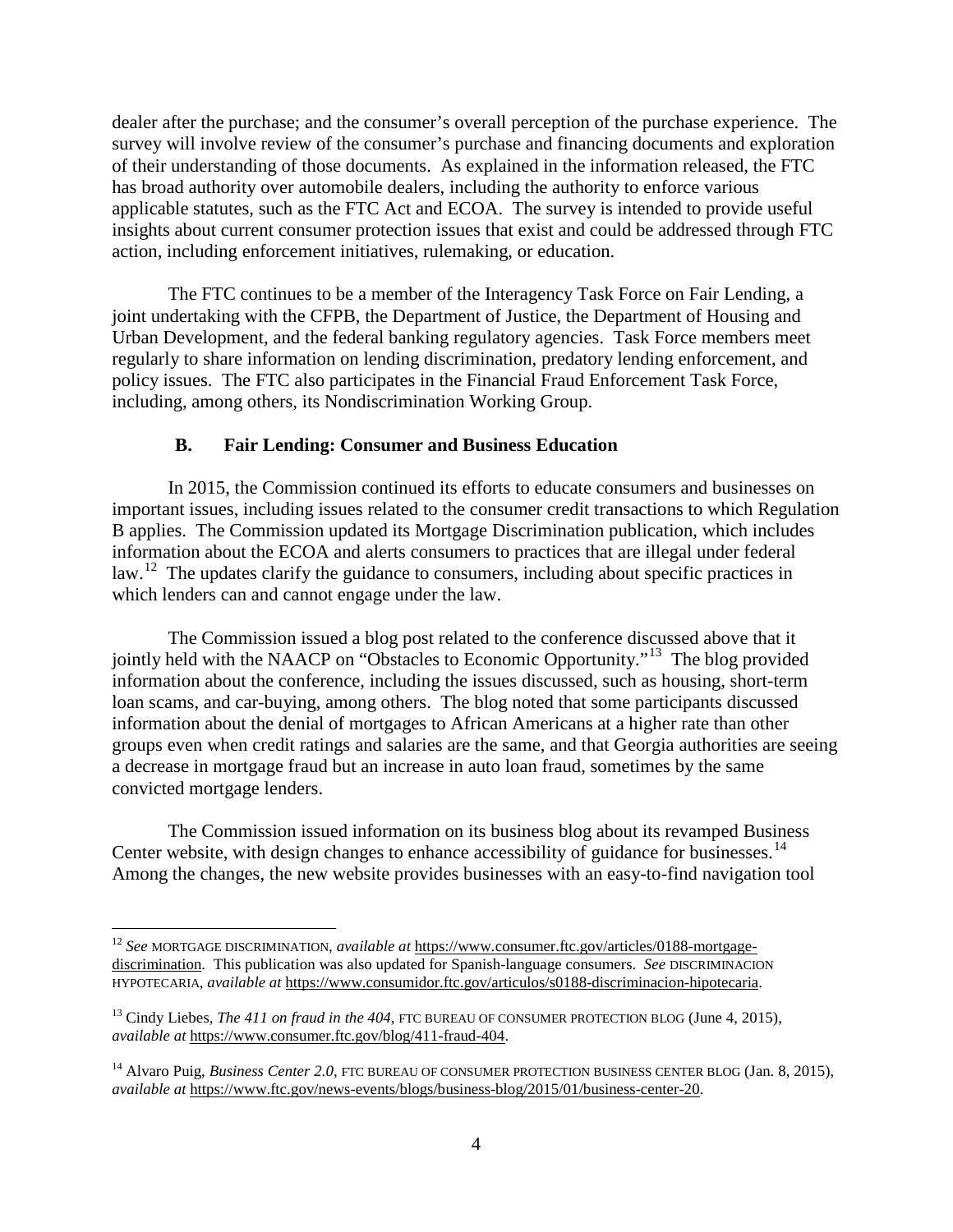dealer after the purchase; and the consumer's overall perception of the purchase experience. The survey will involve review of the consumer's purchase and financing documents and exploration of their understanding of those documents. As explained in the information released, the FTC has broad authority over automobile dealers, including the authority to enforce various applicable statutes, such as the FTC Act and ECOA. The survey is intended to provide useful insights about current consumer protection issues that exist and could be addressed through FTC action, including enforcement initiatives, rulemaking, or education.

The FTC continues to be a member of the Interagency Task Force on Fair Lending, a joint undertaking with the CFPB, the Department of Justice, the Department of Housing and Urban Development, and the federal banking regulatory agencies. Task Force members meet regularly to share information on lending discrimination, predatory lending enforcement, and policy issues. The FTC also participates in the Financial Fraud Enforcement Task Force, including, among others, its Nondiscrimination Working Group.

### B. Fair Lending: Consumer and Business Education

In 2015, the Commission continued its efforts to educate consumers and businesses on important issues, including issues related to the consumer credit transactions to which Regulation B applies. The Commission updated its Mortgage Discrimination publication, which includes information about the ECOA and alerts consumers to practices that are illegal under federal law.[12] The updates clarify the guidance to consumers, including about specific practices in which lenders can and cannot engage under the law.

The Commission issued a blog post related to the conference discussed above that it jointly held with the NAACP on "Obstacles to Economic Opportunity."[13] The blog provided information about the conference, including the issues discussed, such as housing, short-term loan scams, and car-buying, among others. The blog noted that some participants discussed information about the denial of mortgages to African Americans at a higher rate than other groups even when credit ratings and salaries are the same, and that Georgia authorities are seeing a decrease in mortgage fraud but an increase in auto loan fraud, sometimes by the same convicted mortgage lenders.

The Commission issued information on its business blog about its revamped Business Center website, with design changes to enhance accessibility of guidance for businesses.[14] Among the changes, the new website provides businesses with an easy-to-find navigation tool

---

[12] *See* MORTGAGE DISCRIMINATION, *available at* https://www.consumer.ftc.gov/articles/0188-mortgage-discrimination. This publication was also updated for Spanish-language consumers. *See* DISCRIMINACION HYPOTECARIA, *available at* https://www.consumidor.ftc.gov/articulos/s0188-discriminacion-hipotecaria.

[13] Cindy Liebes, *The 411 on fraud in the 404*, FTC BUREAU OF CONSUMER PROTECTION BLOG (June 4, 2015), *available at* https://www.consumer.ftc.gov/blog/411-fraud-404.

[14] Alvaro Puig, *Business Center 2.0*, FTC BUREAU OF CONSUMER PROTECTION BUSINESS CENTER BLOG (Jan. 8, 2015), *available at* https://www.ftc.gov/news-events/blogs/business-blog/2015/01/business-center-20.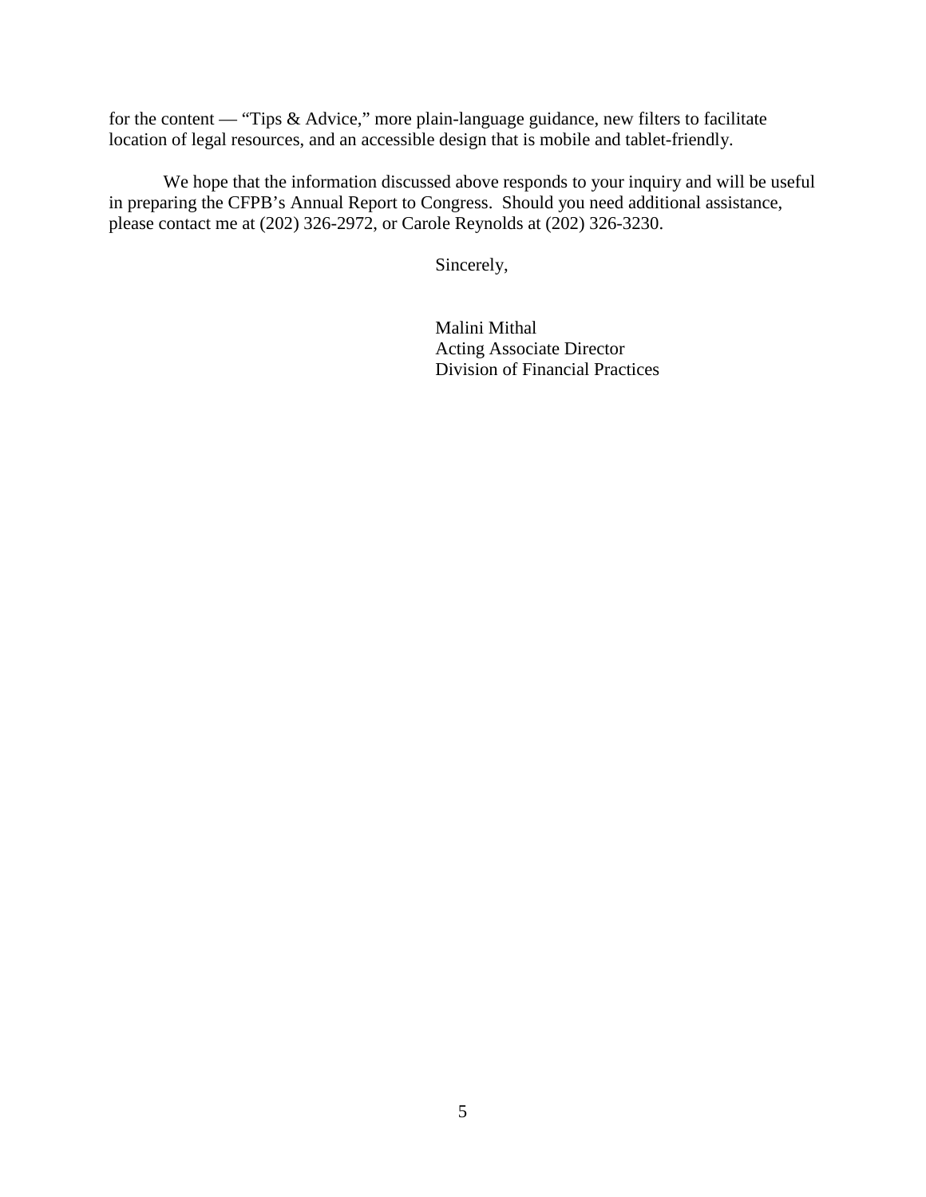for the content — "Tips & Advice," more plain-language guidance, new filters to facilitate location of legal resources, and an accessible design that is mobile and tablet-friendly.

We hope that the information discussed above responds to your inquiry and will be useful in preparing the CFPB's Annual Report to Congress. Should you need additional assistance, please contact me at (202) 326-2972, or Carole Reynolds at (202) 326-3230.

Sincerely,

Malini Mithal
Acting Associate Director
Division of Financial Practices